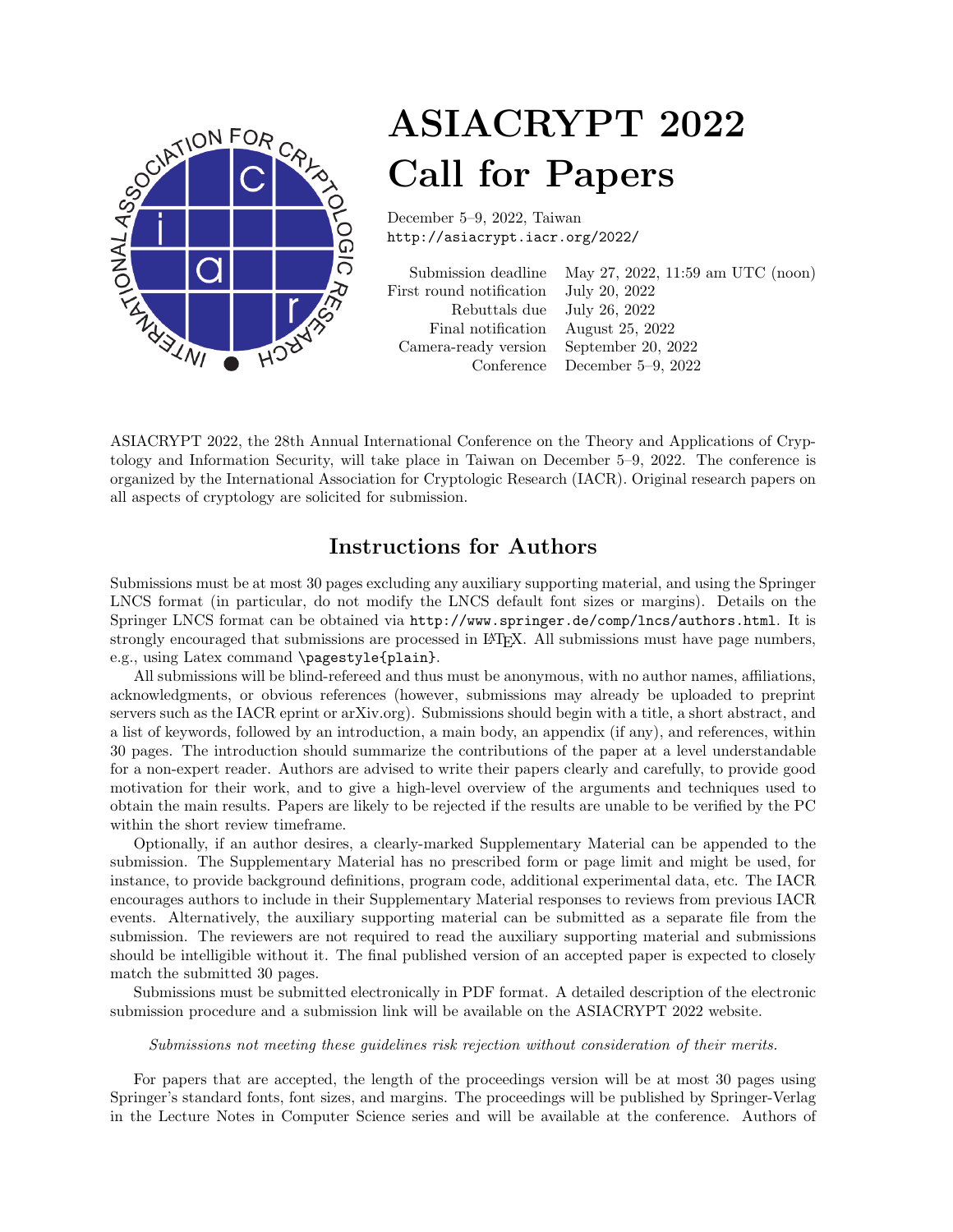# ASIACRYPT 2022
# Call for Papers

December 5–9, 2022, Taiwan
http://asiacrypt.iacr.org/2022/

| | |
|---|---|
| Submission deadline | May 27, 2022, 11:59 am UTC (noon) |
| First round notification | July 20, 2022 |
| Rebuttals due | July 26, 2022 |
| Final notification | August 25, 2022 |
| Camera-ready version | September 20, 2022 |
| Conference | December 5–9, 2022 |

ASIACRYPT 2022, the 28th Annual International Conference on the Theory and Applications of Cryptology and Information Security, will take place in Taiwan on December 5–9, 2022. The conference is organized by the International Association for Cryptologic Research (IACR). Original research papers on all aspects of cryptology are solicited for submission.

## Instructions for Authors

Submissions must be at most 30 pages excluding any auxiliary supporting material, and using the Springer LNCS format (in particular, do not modify the LNCS default font sizes or margins). Details on the Springer LNCS format can be obtained via `http://www.springer.de/comp/lncs/authors.html`. It is strongly encouraged that submissions are processed in LaTeX. All submissions must have page numbers, e.g., using Latex command `\pagestyle{plain}`.

All submissions will be blind-refereed and thus must be anonymous, with no author names, affiliations, acknowledgments, or obvious references (however, submissions may already be uploaded to preprint servers such as the IACR eprint or arXiv.org). Submissions should begin with a title, a short abstract, and a list of keywords, followed by an introduction, a main body, an appendix (if any), and references, within 30 pages. The introduction should summarize the contributions of the paper at a level understandable for a non-expert reader. Authors are advised to write their papers clearly and carefully, to provide good motivation for their work, and to give a high-level overview of the arguments and techniques used to obtain the main results. Papers are likely to be rejected if the results are unable to be verified by the PC within the short review timeframe.

Optionally, if an author desires, a clearly-marked Supplementary Material can be appended to the submission. The Supplementary Material has no prescribed form or page limit and might be used, for instance, to provide background definitions, program code, additional experimental data, etc. The IACR encourages authors to include in their Supplementary Material responses to reviews from previous IACR events. Alternatively, the auxiliary supporting material can be submitted as a separate file from the submission. The reviewers are not required to read the auxiliary supporting material and submissions should be intelligible without it. The final published version of an accepted paper is expected to closely match the submitted 30 pages.

Submissions must be submitted electronically in PDF format. A detailed description of the electronic submission procedure and a submission link will be available on the ASIACRYPT 2022 website.

*Submissions not meeting these guidelines risk rejection without consideration of their merits.*

For papers that are accepted, the length of the proceedings version will be at most 30 pages using Springer's standard fonts, font sizes, and margins. The proceedings will be published by Springer-Verlag in the Lecture Notes in Computer Science series and will be available at the conference. Authors of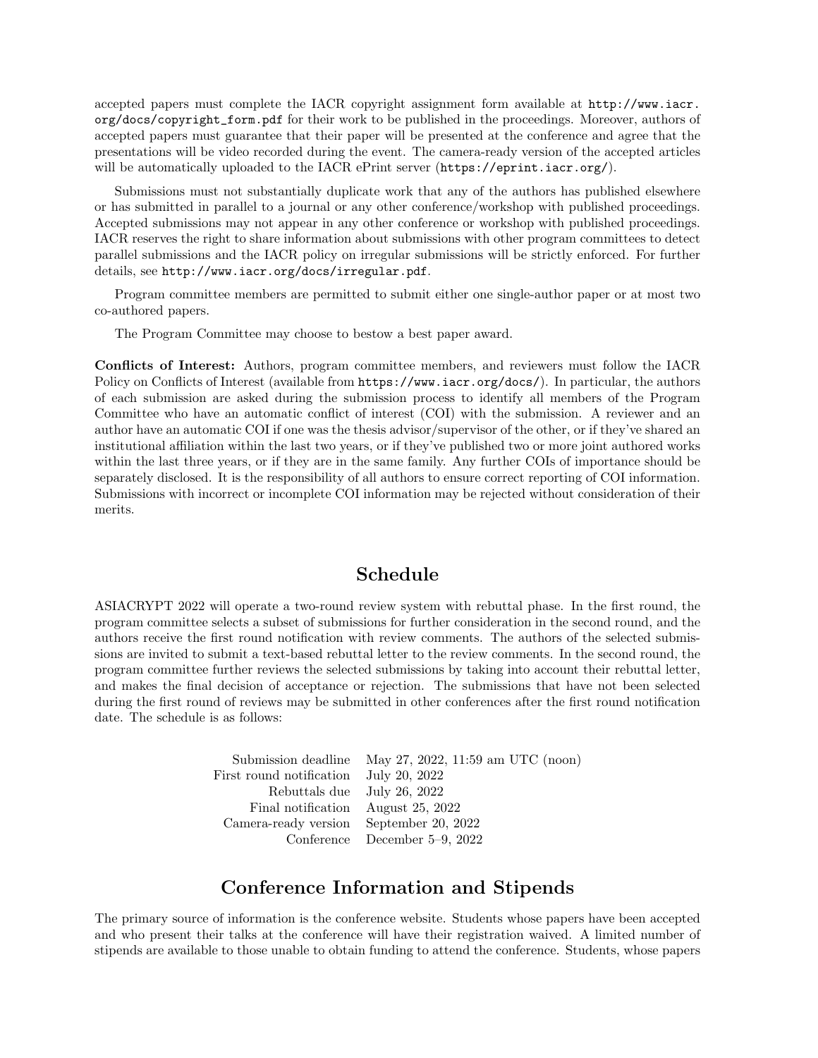accepted papers must complete the IACR copyright assignment form available at http://www.iacr.org/docs/copyright_form.pdf for their work to be published in the proceedings. Moreover, authors of accepted papers must guarantee that their paper will be presented at the conference and agree that the presentations will be video recorded during the event. The camera-ready version of the accepted articles will be automatically uploaded to the IACR ePrint server (https://eprint.iacr.org/).

Submissions must not substantially duplicate work that any of the authors has published elsewhere or has submitted in parallel to a journal or any other conference/workshop with published proceedings. Accepted submissions may not appear in any other conference or workshop with published proceedings. IACR reserves the right to share information about submissions with other program committees to detect parallel submissions and the IACR policy on irregular submissions will be strictly enforced. For further details, see http://www.iacr.org/docs/irregular.pdf.

Program committee members are permitted to submit either one single-author paper or at most two co-authored papers.

The Program Committee may choose to bestow a best paper award.

**Conflicts of Interest:** Authors, program committee members, and reviewers must follow the IACR Policy on Conflicts of Interest (available from https://www.iacr.org/docs/). In particular, the authors of each submission are asked during the submission process to identify all members of the Program Committee who have an automatic conflict of interest (COI) with the submission. A reviewer and an author have an automatic COI if one was the thesis advisor/supervisor of the other, or if they've shared an institutional affiliation within the last two years, or if they've published two or more joint authored works within the last three years, or if they are in the same family. Any further COIs of importance should be separately disclosed. It is the responsibility of all authors to ensure correct reporting of COI information. Submissions with incorrect or incomplete COI information may be rejected without consideration of their merits.

## Schedule

ASIACRYPT 2022 will operate a two-round review system with rebuttal phase. In the first round, the program committee selects a subset of submissions for further consideration in the second round, and the authors receive the first round notification with review comments. The authors of the selected submissions are invited to submit a text-based rebuttal letter to the review comments. In the second round, the program committee further reviews the selected submissions by taking into account their rebuttal letter, and makes the final decision of acceptance or rejection. The submissions that have not been selected during the first round of reviews may be submitted in other conferences after the first round notification date. The schedule is as follows:

| | |
|---|---|
| Submission deadline | May 27, 2022, 11:59 am UTC (noon) |
| First round notification | July 20, 2022 |
| Rebuttals due | July 26, 2022 |
| Final notification | August 25, 2022 |
| Camera-ready version | September 20, 2022 |
| Conference | December 5–9, 2022 |

## Conference Information and Stipends

The primary source of information is the conference website. Students whose papers have been accepted and who present their talks at the conference will have their registration waived. A limited number of stipends are available to those unable to obtain funding to attend the conference. Students, whose papers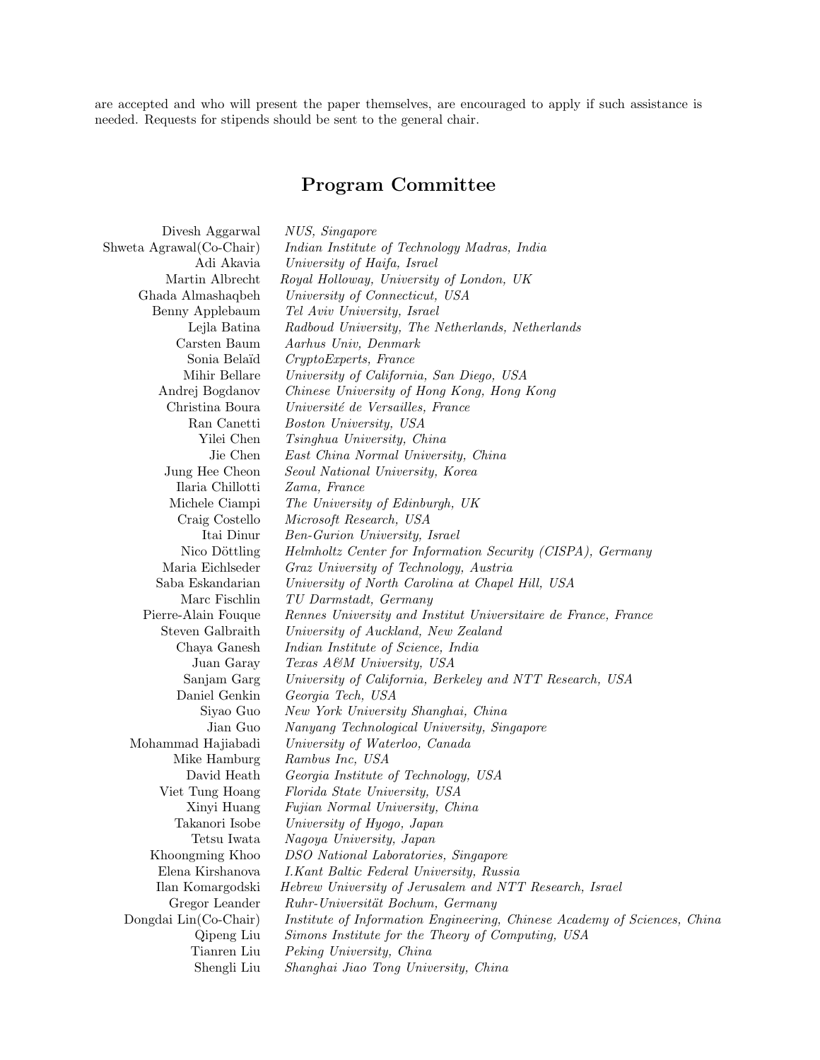are accepted and who will present the paper themselves, are encouraged to apply if such assistance is needed. Requests for stipends should be sent to the general chair.

## Program Committee

| | |
|---|---|
| Divesh Aggarwal | *NUS, Singapore* |
| Shweta Agrawal(Co-Chair) | *Indian Institute of Technology Madras, India* |
| Adi Akavia | *University of Haifa, Israel* |
| Martin Albrecht | *Royal Holloway, University of London, UK* |
| Ghada Almashaqbeh | *University of Connecticut, USA* |
| Benny Applebaum | *Tel Aviv University, Israel* |
| Lejla Batina | *Radboud University, The Netherlands, Netherlands* |
| Carsten Baum | *Aarhus Univ, Denmark* |
| Sonia Belaïd | *CryptoExperts, France* |
| Mihir Bellare | *University of California, San Diego, USA* |
| Andrej Bogdanov | *Chinese University of Hong Kong, Hong Kong* |
| Christina Boura | *Université de Versailles, France* |
| Ran Canetti | *Boston University, USA* |
| Yilei Chen | *Tsinghua University, China* |
| Jie Chen | *East China Normal University, China* |
| Jung Hee Cheon | *Seoul National University, Korea* |
| Ilaria Chillotti | *Zama, France* |
| Michele Ciampi | *The University of Edinburgh, UK* |
| Craig Costello | *Microsoft Research, USA* |
| Itai Dinur | *Ben-Gurion University, Israel* |
| Nico Döttling | *Helmholtz Center for Information Security (CISPA), Germany* |
| Maria Eichlseder | *Graz University of Technology, Austria* |
| Saba Eskandarian | *University of North Carolina at Chapel Hill, USA* |
| Marc Fischlin | *TU Darmstadt, Germany* |
| Pierre-Alain Fouque | *Rennes University and Institut Universitaire de France, France* |
| Steven Galbraith | *University of Auckland, New Zealand* |
| Chaya Ganesh | *Indian Institute of Science, India* |
| Juan Garay | *Texas A&M University, USA* |
| Sanjam Garg | *University of California, Berkeley and NTT Research, USA* |
| Daniel Genkin | *Georgia Tech, USA* |
| Siyao Guo | *New York University Shanghai, China* |
| Jian Guo | *Nanyang Technological University, Singapore* |
| Mohammad Hajiabadi | *University of Waterloo, Canada* |
| Mike Hamburg | *Rambus Inc, USA* |
| David Heath | *Georgia Institute of Technology, USA* |
| Viet Tung Hoang | *Florida State University, USA* |
| Xinyi Huang | *Fujian Normal University, China* |
| Takanori Isobe | *University of Hyogo, Japan* |
| Tetsu Iwata | *Nagoya University, Japan* |
| Khoongming Khoo | *DSO National Laboratories, Singapore* |
| Elena Kirshanova | *I.Kant Baltic Federal University, Russia* |
| Ilan Komargodski | *Hebrew University of Jerusalem and NTT Research, Israel* |
| Gregor Leander | *Ruhr-Universität Bochum, Germany* |
| Dongdai Lin(Co-Chair) | *Institute of Information Engineering, Chinese Academy of Sciences, China* |
| Qipeng Liu | *Simons Institute for the Theory of Computing, USA* |
| Tianren Liu | *Peking University, China* |
| Shengli Liu | *Shanghai Jiao Tong University, China* |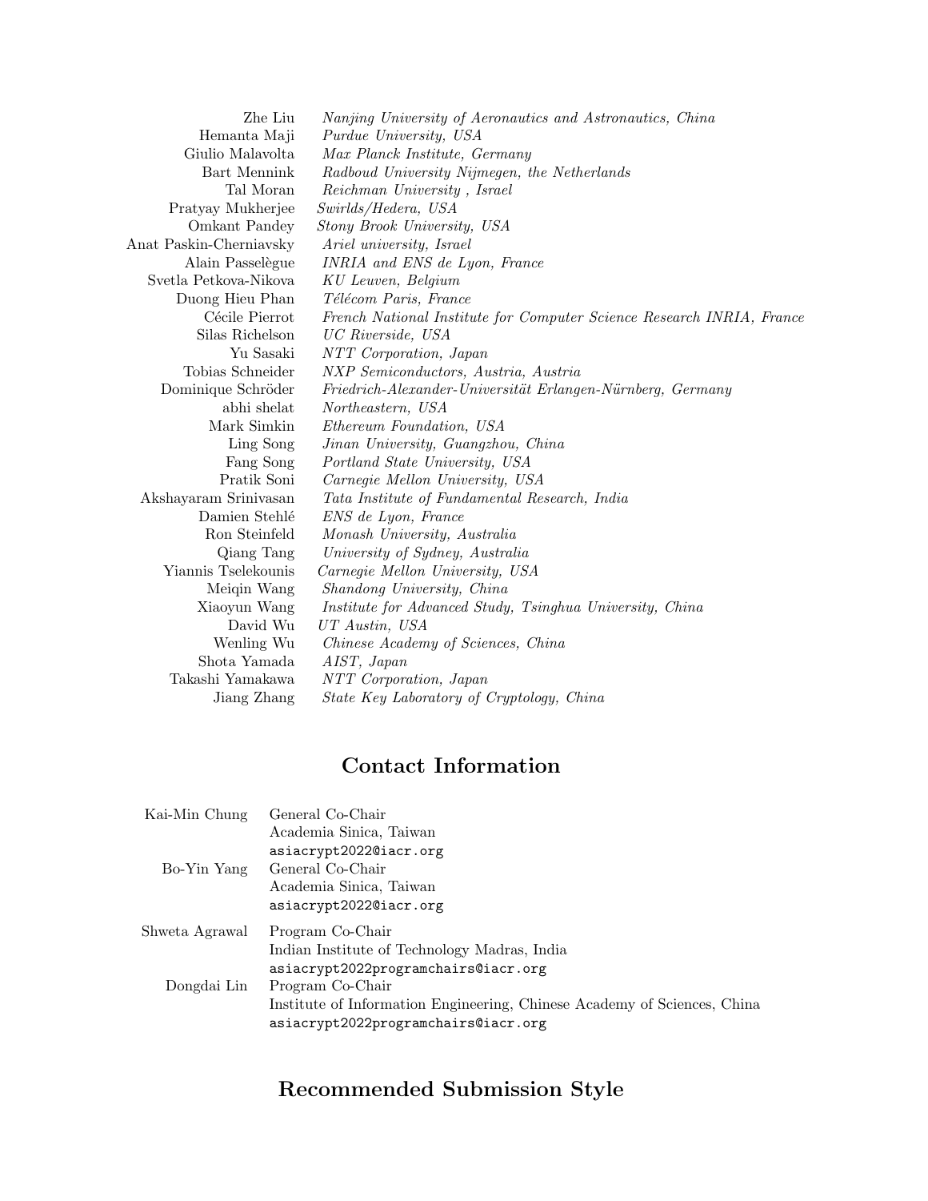| | |
|---|---|
| Zhe Liu | *Nanjing University of Aeronautics and Astronautics, China* |
| Hemanta Maji | *Purdue University, USA* |
| Giulio Malavolta | *Max Planck Institute, Germany* |
| Bart Mennink | *Radboud University Nijmegen, the Netherlands* |
| Tal Moran | *Reichman University , Israel* |
| Pratyay Mukherjee | *Swirlds/Hedera, USA* |
| Omkant Pandey | *Stony Brook University, USA* |
| Anat Paskin-Cherniavsky | *Ariel university, Israel* |
| Alain Passelègue | *INRIA and ENS de Lyon, France* |
| Svetla Petkova-Nikova | *KU Leuven, Belgium* |
| Duong Hieu Phan | *Télécom Paris, France* |
| Cécile Pierrot | *French National Institute for Computer Science Research INRIA, France* |
| Silas Richelson | *UC Riverside, USA* |
| Yu Sasaki | *NTT Corporation, Japan* |
| Tobias Schneider | *NXP Semiconductors, Austria, Austria* |
| Dominique Schröder | *Friedrich-Alexander-Universität Erlangen-Nürnberg, Germany* |
| abhi shelat | *Northeastern, USA* |
| Mark Simkin | *Ethereum Foundation, USA* |
| Ling Song | *Jinan University, Guangzhou, China* |
| Fang Song | *Portland State University, USA* |
| Pratik Soni | *Carnegie Mellon University, USA* |
| Akshayaram Srinivasan | *Tata Institute of Fundamental Research, India* |
| Damien Stehlé | *ENS de Lyon, France* |
| Ron Steinfeld | *Monash University, Australia* |
| Qiang Tang | *University of Sydney, Australia* |
| Yiannis Tselekounis | *Carnegie Mellon University, USA* |
| Meiqin Wang | *Shandong University, China* |
| Xiaoyun Wang | *Institute for Advanced Study, Tsinghua University, China* |
| David Wu | *UT Austin, USA* |
| Wenling Wu | *Chinese Academy of Sciences, China* |
| Shota Yamada | *AIST, Japan* |
| Takashi Yamakawa | *NTT Corporation, Japan* |
| Jiang Zhang | *State Key Laboratory of Cryptology, China* |

## Contact Information

| | |
|---|---|
| Kai-Min Chung | General Co-Chair<br>Academia Sinica, Taiwan<br>`asiacrypt2022@iacr.org` |
| Bo-Yin Yang | General Co-Chair<br>Academia Sinica, Taiwan<br>`asiacrypt2022@iacr.org` |
| Shweta Agrawal | Program Co-Chair<br>Indian Institute of Technology Madras, India<br>`asiacrypt2022programchairs@iacr.org` |
| Dongdai Lin | Program Co-Chair<br>Institute of Information Engineering, Chinese Academy of Sciences, China<br>`asiacrypt2022programchairs@iacr.org` |

## Recommended Submission Style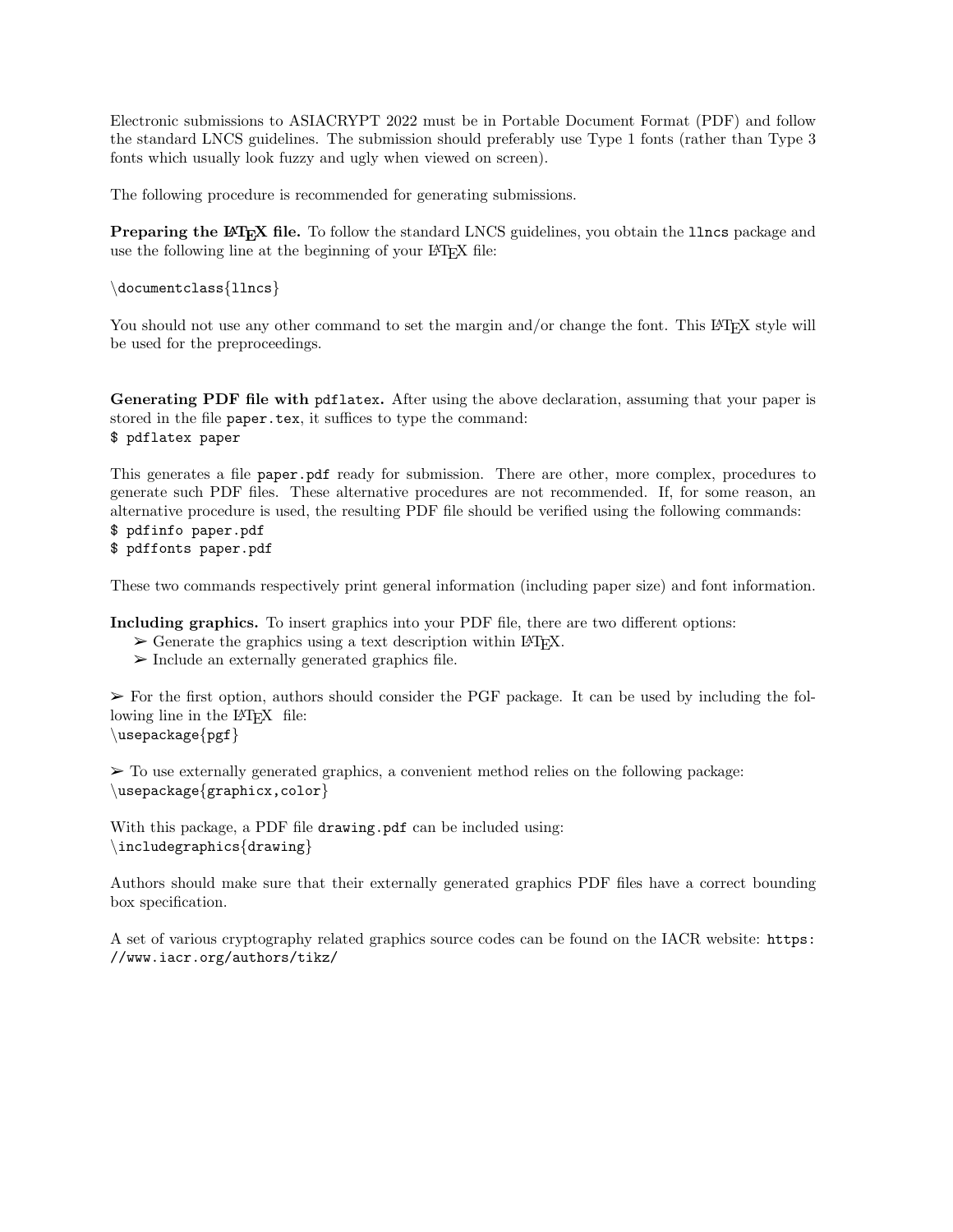Electronic submissions to ASIACRYPT 2022 must be in Portable Document Format (PDF) and follow the standard LNCS guidelines. The submission should preferably use Type 1 fonts (rather than Type 3 fonts which usually look fuzzy and ugly when viewed on screen).

The following procedure is recommended for generating submissions.

**Preparing the LaTeX file.** To follow the standard LNCS guidelines, you obtain the `llncs` package and use the following line at the beginning of your LaTeX file:

```
\documentclass{llncs}
```

You should not use any other command to set the margin and/or change the font. This LaTeX style will be used for the preproceedings.

**Generating PDF file with `pdflatex`.** After using the above declaration, assuming that your paper is stored in the file `paper.tex`, it suffices to type the command:

```
$ pdflatex paper
```

This generates a file `paper.pdf` ready for submission. There are other, more complex, procedures to generate such PDF files. These alternative procedures are not recommended. If, for some reason, an alternative procedure is used, the resulting PDF file should be verified using the following commands:

```
$ pdfinfo paper.pdf
$ pdffonts paper.pdf
```

These two commands respectively print general information (including paper size) and font information.

**Including graphics.** To insert graphics into your PDF file, there are two different options:

- ➢ Generate the graphics using a text description within LaTeX.
- ➢ Include an externally generated graphics file.

➢ For the first option, authors should consider the PGF package. It can be used by including the following line in the LaTeX file:

```
\usepackage{pgf}
```

➢ To use externally generated graphics, a convenient method relies on the following package:

```
\usepackage{graphicx,color}
```

With this package, a PDF file `drawing.pdf` can be included using:

```
\includegraphics{drawing}
```

Authors should make sure that their externally generated graphics PDF files have a correct bounding box specification.

A set of various cryptography related graphics source codes can be found on the IACR website: `https://www.iacr.org/authors/tikz/`